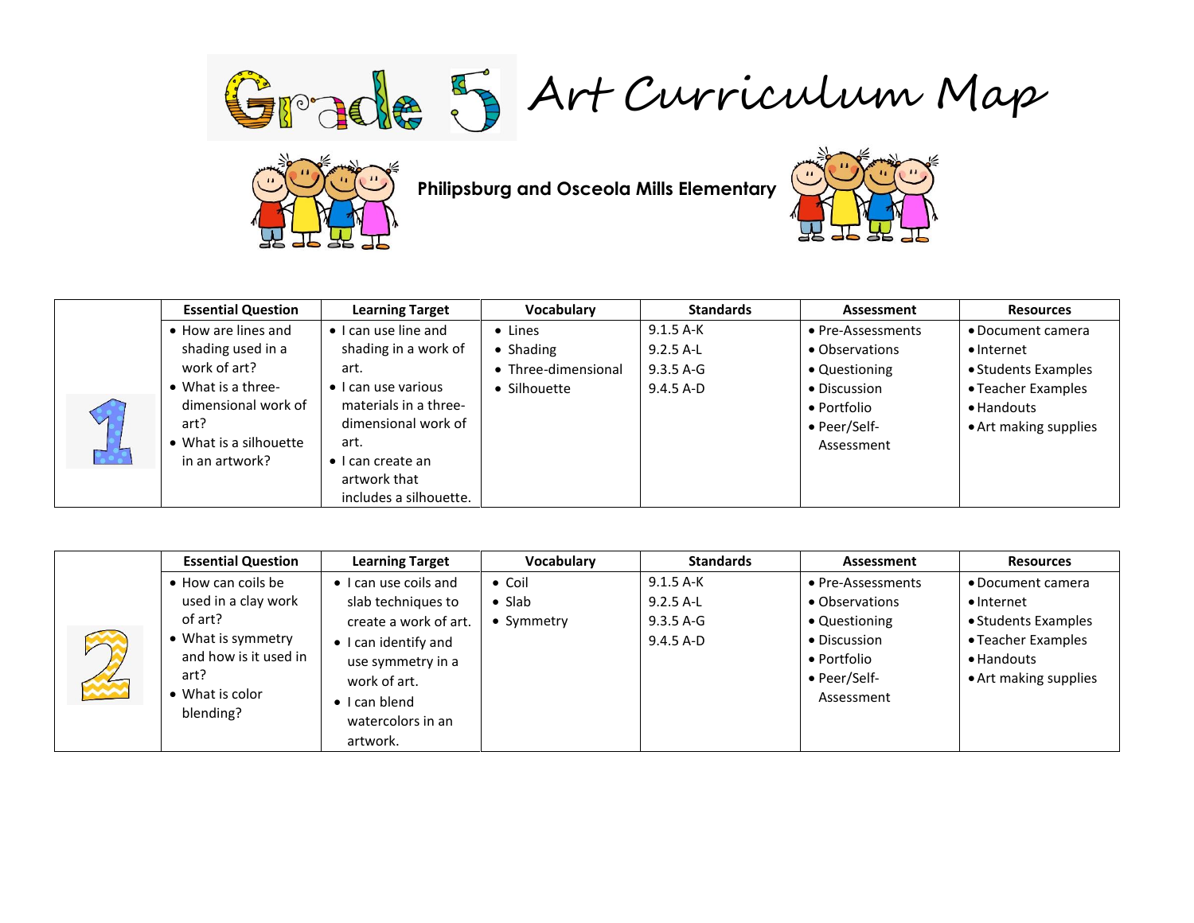# Grade 5 Art Curriculum Map

**Philipsburg and Osceola Mills Elementary**

| 1 | Essential Question | Learning Target | Vocabulary | Standards | Assessment | Resources |
|---|---|---|---|---|---|---|
| | • How are lines and shading used in a work of art?<br>• What is a three-dimensional work of art?<br>• What is a silhouette in an artwork? | • I can use line and shading in a work of art.<br>• I can use various materials in a three-dimensional work of art.<br>• I can create an artwork that includes a silhouette. | • Lines<br>• Shading<br>• Three-dimensional<br>• Silhouette | 9.1.5 A-K<br>9.2.5 A-L<br>9.3.5 A-G<br>9.4.5 A-D | • Pre-Assessments<br>• Observations<br>• Questioning<br>• Discussion<br>• Portfolio<br>• Peer/Self-Assessment | • Document camera<br>• Internet<br>• Students Examples<br>• Teacher Examples<br>• Handouts<br>• Art making supplies |

| 2 | Essential Question | Learning Target | Vocabulary | Standards | Assessment | Resources |
|---|---|---|---|---|---|---|
| | • How can coils be used in a clay work of art?<br>• What is symmetry and how is it used in art?<br>• What is color blending? | • I can use coils and slab techniques to create a work of art.<br>• I can identify and use symmetry in a work of art.<br>• I can blend watercolors in an artwork. | • Coil<br>• Slab<br>• Symmetry | 9.1.5 A-K<br>9.2.5 A-L<br>9.3.5 A-G<br>9.4.5 A-D | • Pre-Assessments<br>• Observations<br>• Questioning<br>• Discussion<br>• Portfolio<br>• Peer/Self-Assessment | • Document camera<br>• Internet<br>• Students Examples<br>• Teacher Examples<br>• Handouts<br>• Art making supplies |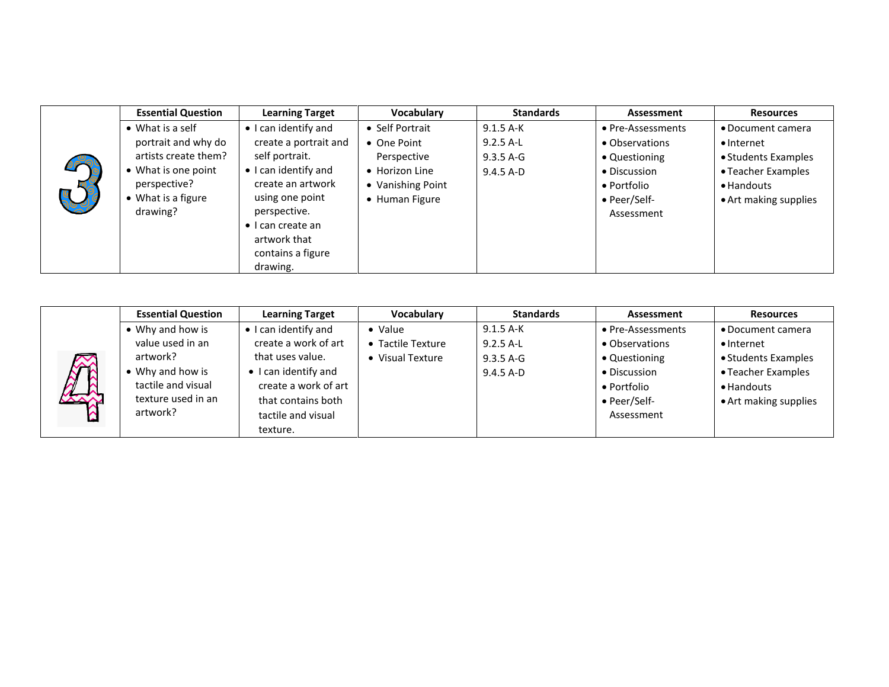| | Essential Question | Learning Target | Vocabulary | Standards | Assessment | Resources |
|---|---|---|---|---|---|---|
| 3 | • What is a self portrait and why do artists create them?<br>• What is one point perspective?<br>• What is a figure drawing? | • I can identify and create a portrait and self portrait.<br>• I can identify and create an artwork using one point perspective.<br>• I can create an artwork that contains a figure drawing. | • Self Portrait<br>• One Point Perspective<br>• Horizon Line<br>• Vanishing Point<br>• Human Figure | 9.1.5 A-K<br>9.2.5 A-L<br>9.3.5 A-G<br>9.4.5 A-D | • Pre-Assessments<br>• Observations<br>• Questioning<br>• Discussion<br>• Portfolio<br>• Peer/Self-Assessment | • Document camera<br>• Internet<br>• Students Examples<br>• Teacher Examples<br>• Handouts<br>• Art making supplies |

| | Essential Question | Learning Target | Vocabulary | Standards | Assessment | Resources |
|---|---|---|---|---|---|---|
| 4 | • Why and how is value used in an artwork?<br>• Why and how is tactile and visual texture used in an artwork? | • I can identify and create a work of art that uses value.<br>• I can identify and create a work of art that contains both tactile and visual texture. | • Value<br>• Tactile Texture<br>• Visual Texture | 9.1.5 A-K<br>9.2.5 A-L<br>9.3.5 A-G<br>9.4.5 A-D | • Pre-Assessments<br>• Observations<br>• Questioning<br>• Discussion<br>• Portfolio<br>• Peer/Self-Assessment | • Document camera<br>• Internet<br>• Students Examples<br>• Teacher Examples<br>• Handouts<br>• Art making supplies |